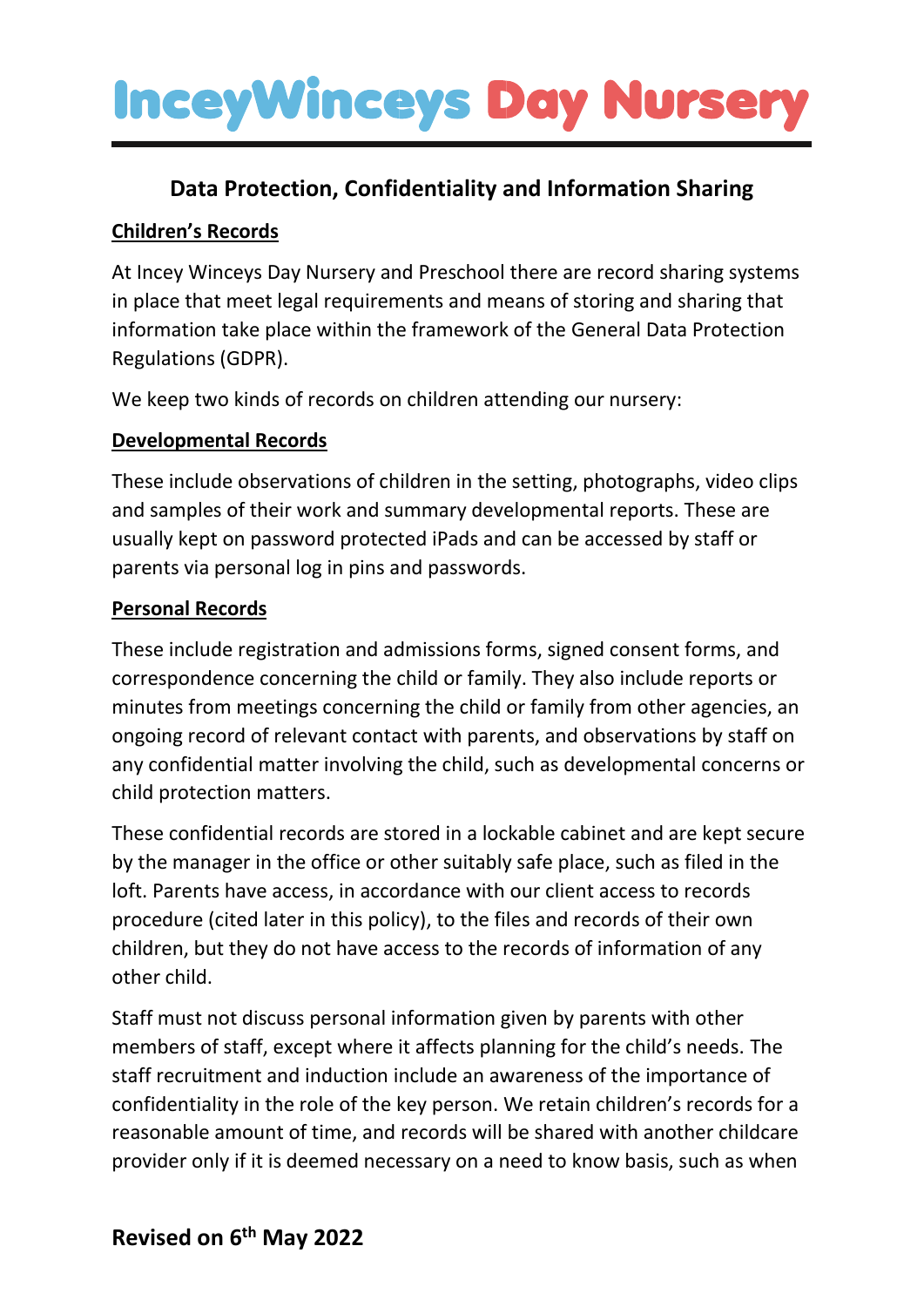# InceyWinceys Day Nursery

## Data Protection, Confidentiality and Information Sharing

**Children's Records**

At Incey Winceys Day Nursery and Preschool there are record sharing systems in place that meet legal requirements and means of storing and sharing that information take place within the framework of the General Data Protection Regulations (GDPR).

We keep two kinds of records on children attending our nursery:

**Developmental Records**

These include observations of children in the setting, photographs, video clips and samples of their work and summary developmental reports. These are usually kept on password protected iPads and can be accessed by staff or parents via personal log in pins and passwords.

**Personal Records**

These include registration and admissions forms, signed consent forms, and correspondence concerning the child or family. They also include reports or minutes from meetings concerning the child or family from other agencies, an ongoing record of relevant contact with parents, and observations by staff on any confidential matter involving the child, such as developmental concerns or child protection matters.

These confidential records are stored in a lockable cabinet and are kept secure by the manager in the office or other suitably safe place, such as filed in the loft. Parents have access, in accordance with our client access to records procedure (cited later in this policy), to the files and records of their own children, but they do not have access to the records of information of any other child.

Staff must not discuss personal information given by parents with other members of staff, except where it affects planning for the child's needs. The staff recruitment and induction include an awareness of the importance of confidentiality in the role of the key person. We retain children's records for a reasonable amount of time, and records will be shared with another childcare provider only if it is deemed necessary on a need to know basis, such as when

**Revised on 6th May 2022**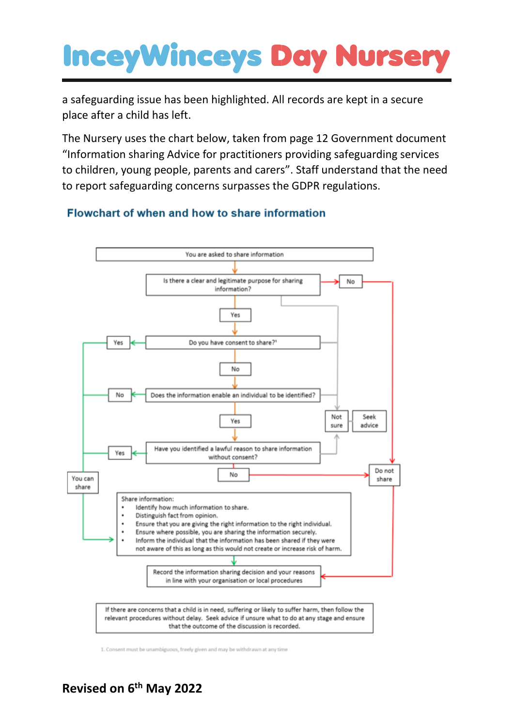a safeguarding issue has been highlighted. All records are kept in a secure place after a child has left.

The Nursery uses the chart below, taken from page 12 Government document "Information sharing Advice for practitioners providing safeguarding services to children, young people, parents and carers". Staff understand that the need to report safeguarding concerns surpasses the GDPR regulations.

## Flowchart of when and how to share information

You are asked to share information

Is there a clear and legitimate purpose for sharing information?

- No → Do not share
- Not sure → Seek advice
- Yes → Do you have consent to share?[1]
  - Yes → You can share
  - Not sure → Seek advice
  - No → Does the information enable an individual to be identified?
    - No → You can share
    - Not sure → Seek advice
    - Yes → Have you identified a lawful reason to share information without consent?
      - Yes → You can share
      - Not sure → Seek advice
      - No → Do not share

You can share → Share information:

- Identify how much information to share.
- Distinguish fact from opinion.
- Ensure that you are giving the right information to the right individual.
- Ensure where possible, you are sharing the information securely.
- Inform the individual that the information has been shared if they were not aware of this as long as this would not create or increase risk of harm.

Share information / Do not share → Record the information sharing decision and your reasons in line with your organisation or local procedures

If there are concerns that a child is in need, suffering or likely to suffer harm, then follow the relevant procedures without delay. Seek advice if unsure what to do at any stage and ensure that the outcome of the discussion is recorded.

1. Consent must be unambiguous, freely given and may be withdrawn at any time

**Revised on 6th May 2022**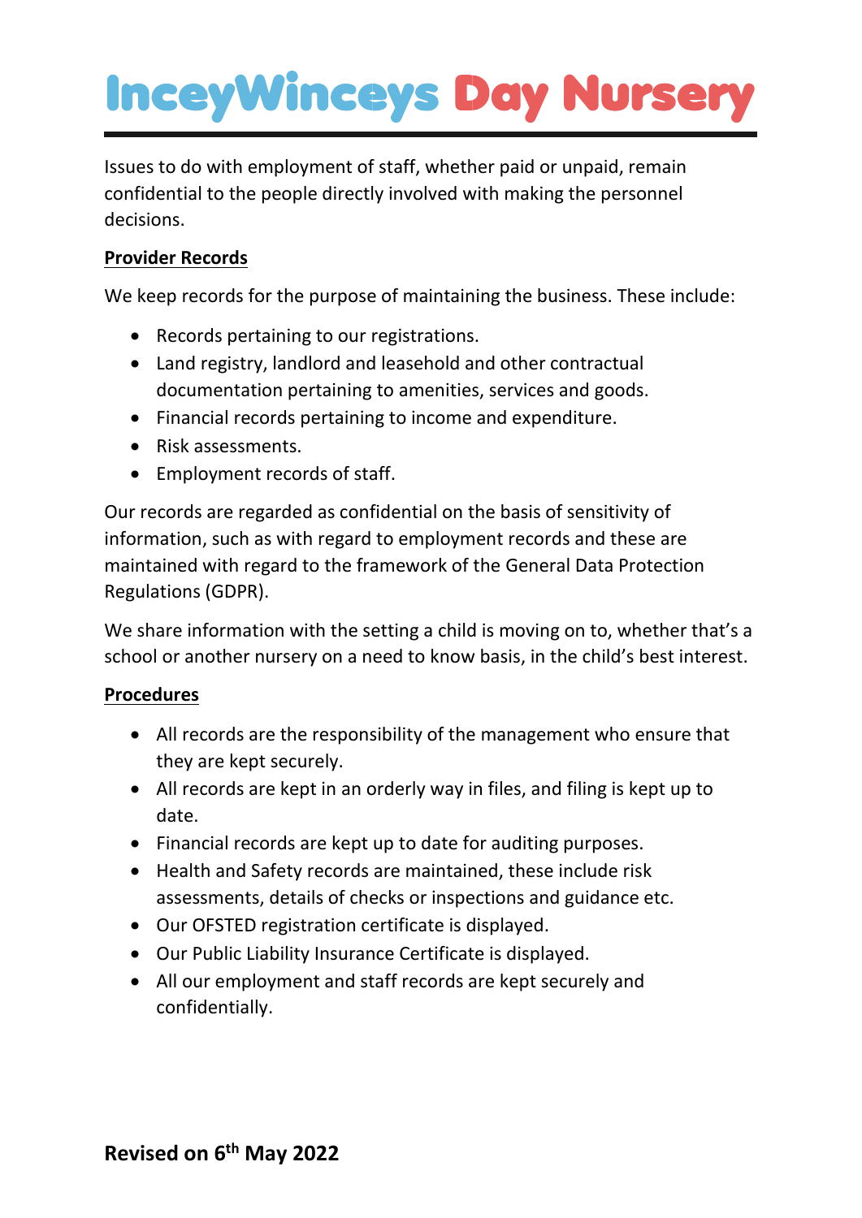Issues to do with employment of staff, whether paid or unpaid, remain confidential to the people directly involved with making the personnel decisions.

**Provider Records**

We keep records for the purpose of maintaining the business. These include:

- Records pertaining to our registrations.
- Land registry, landlord and leasehold and other contractual documentation pertaining to amenities, services and goods.
- Financial records pertaining to income and expenditure.
- Risk assessments.
- Employment records of staff.

Our records are regarded as confidential on the basis of sensitivity of information, such as with regard to employment records and these are maintained with regard to the framework of the General Data Protection Regulations (GDPR).

We share information with the setting a child is moving on to, whether that's a school or another nursery on a need to know basis, in the child's best interest.

**Procedures**

- All records are the responsibility of the management who ensure that they are kept securely.
- All records are kept in an orderly way in files, and filing is kept up to date.
- Financial records are kept up to date for auditing purposes.
- Health and Safety records are maintained, these include risk assessments, details of checks or inspections and guidance etc.
- Our OFSTED registration certificate is displayed.
- Our Public Liability Insurance Certificate is displayed.
- All our employment and staff records are kept securely and confidentially.

**Revised on 6th May 2022**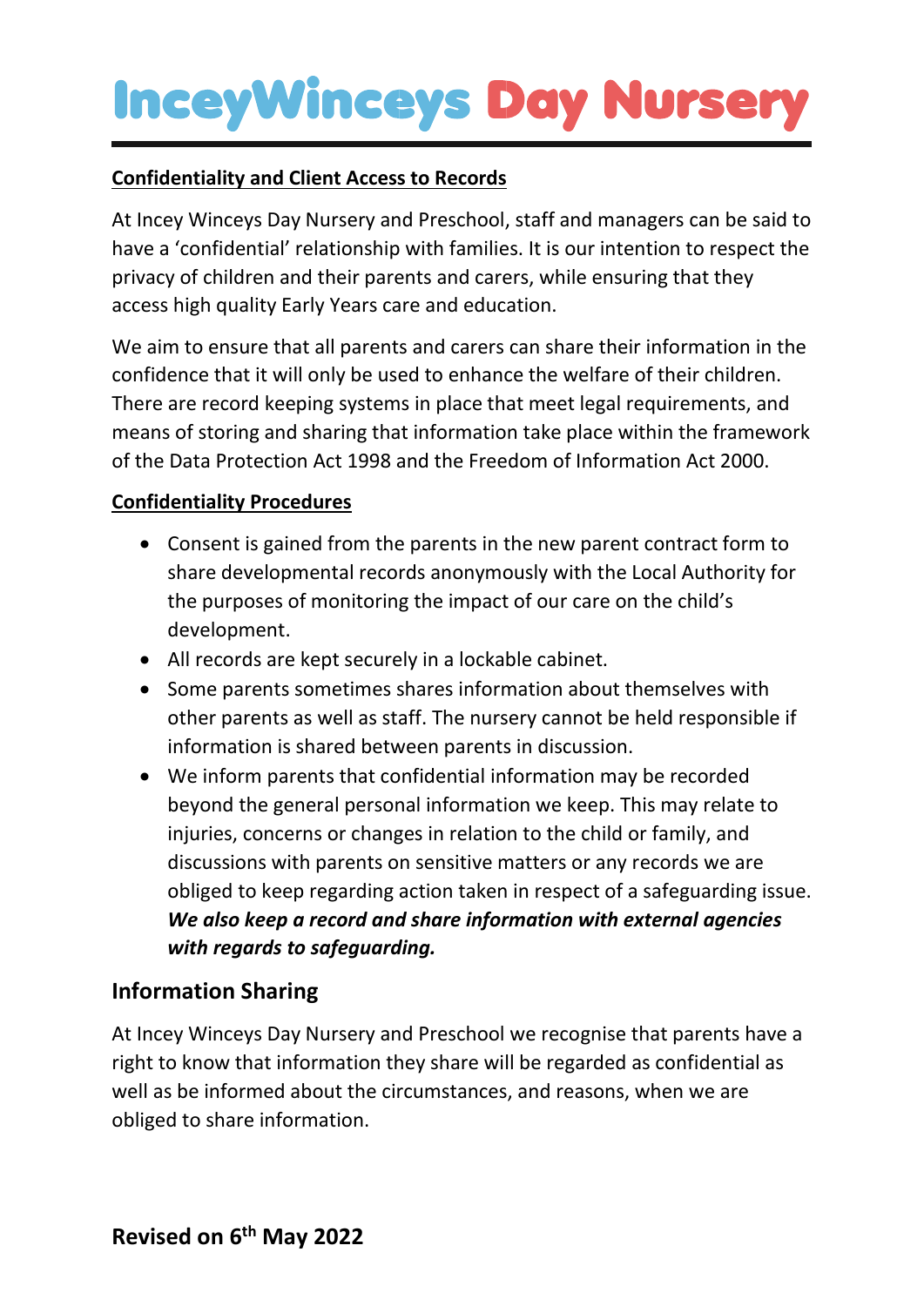**Confidentiality and Client Access to Records**

At Incey Winceys Day Nursery and Preschool, staff and managers can be said to have a 'confidential' relationship with families. It is our intention to respect the privacy of children and their parents and carers, while ensuring that they access high quality Early Years care and education.

We aim to ensure that all parents and carers can share their information in the confidence that it will only be used to enhance the welfare of their children. There are record keeping systems in place that meet legal requirements, and means of storing and sharing that information take place within the framework of the Data Protection Act 1998 and the Freedom of Information Act 2000.

**Confidentiality Procedures**

- Consent is gained from the parents in the new parent contract form to share developmental records anonymously with the Local Authority for the purposes of monitoring the impact of our care on the child's development.
- All records are kept securely in a lockable cabinet.
- Some parents sometimes shares information about themselves with other parents as well as staff. The nursery cannot be held responsible if information is shared between parents in discussion.
- We inform parents that confidential information may be recorded beyond the general personal information we keep. This may relate to injuries, concerns or changes in relation to the child or family, and discussions with parents on sensitive matters or any records we are obliged to keep regarding action taken in respect of a safeguarding issue. ***We also keep a record and share information with external agencies with regards to safeguarding.***

## Information Sharing

At Incey Winceys Day Nursery and Preschool we recognise that parents have a right to know that information they share will be regarded as confidential as well as be informed about the circumstances, and reasons, when we are obliged to share information.

**Revised on 6th May 2022**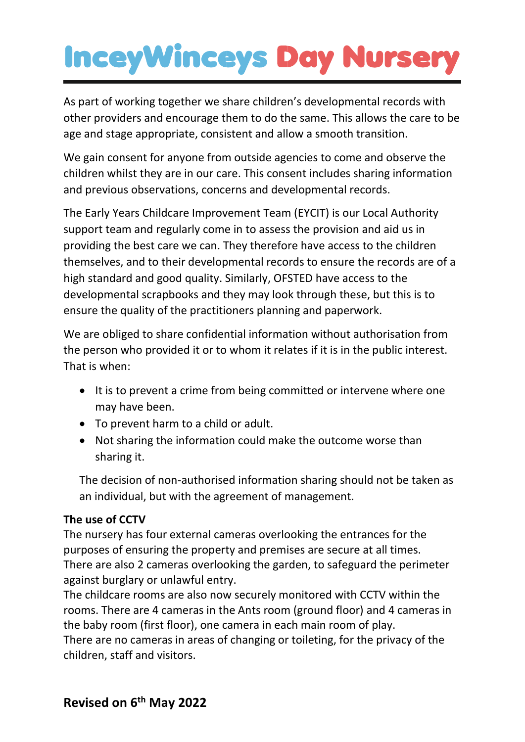As part of working together we share children's developmental records with other providers and encourage them to do the same. This allows the care to be age and stage appropriate, consistent and allow a smooth transition.

We gain consent for anyone from outside agencies to come and observe the children whilst they are in our care. This consent includes sharing information and previous observations, concerns and developmental records.

The Early Years Childcare Improvement Team (EYCIT) is our Local Authority support team and regularly come in to assess the provision and aid us in providing the best care we can. They therefore have access to the children themselves, and to their developmental records to ensure the records are of a high standard and good quality. Similarly, OFSTED have access to the developmental scrapbooks and they may look through these, but this is to ensure the quality of the practitioners planning and paperwork.

We are obliged to share confidential information without authorisation from the person who provided it or to whom it relates if it is in the public interest. That is when:

- It is to prevent a crime from being committed or intervene where one may have been.
- To prevent harm to a child or adult.
- Not sharing the information could make the outcome worse than sharing it.

The decision of non-authorised information sharing should not be taken as an individual, but with the agreement of management.

**The use of CCTV**

The nursery has four external cameras overlooking the entrances for the purposes of ensuring the property and premises are secure at all times. There are also 2 cameras overlooking the garden, to safeguard the perimeter against burglary or unlawful entry.

The childcare rooms are also now securely monitored with CCTV within the rooms. There are 4 cameras in the Ants room (ground floor) and 4 cameras in the baby room (first floor), one camera in each main room of play.

There are no cameras in areas of changing or toileting, for the privacy of the children, staff and visitors.

**Revised on 6th May 2022**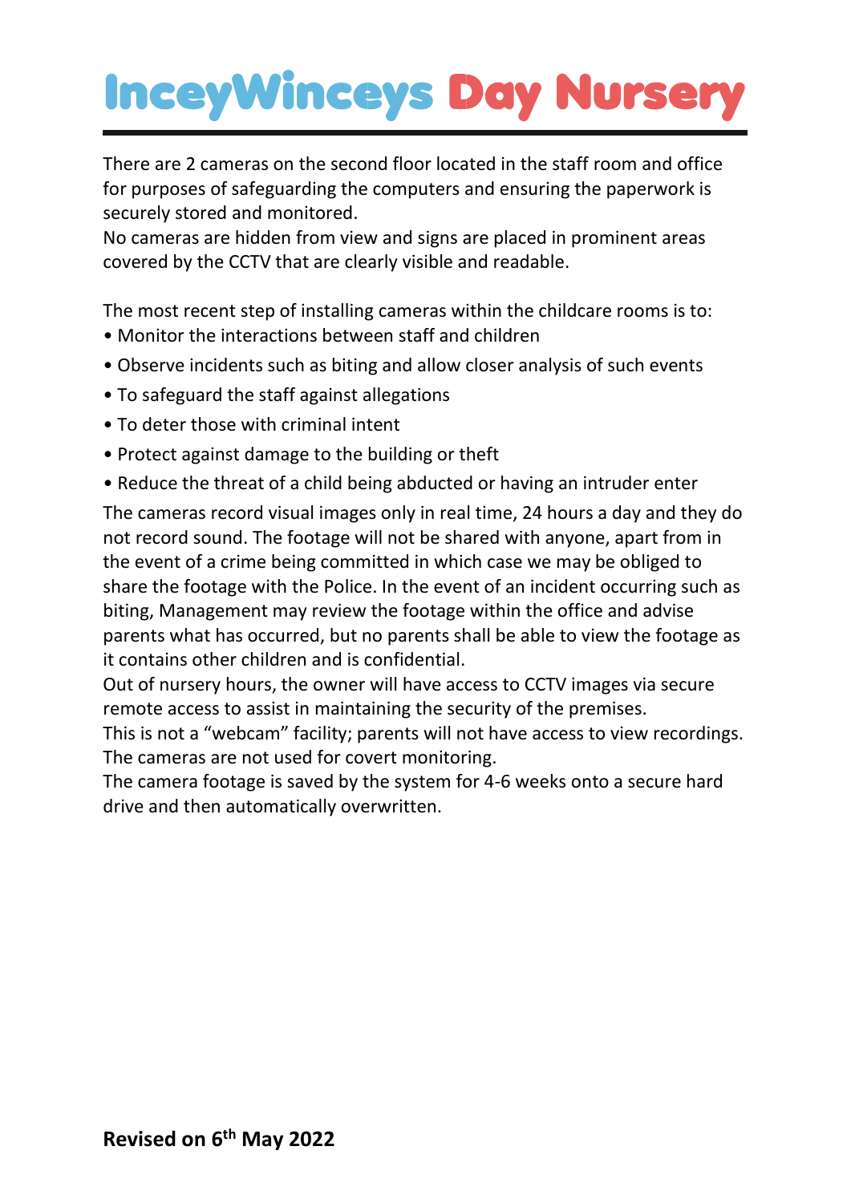# InceyWinceys Day Nursery

There are 2 cameras on the second floor located in the staff room and office for purposes of safeguarding the computers and ensuring the paperwork is securely stored and monitored.
No cameras are hidden from view and signs are placed in prominent areas covered by the CCTV that are clearly visible and readable.

The most recent step of installing cameras within the childcare rooms is to:

- Monitor the interactions between staff and children
- Observe incidents such as biting and allow closer analysis of such events
- To safeguard the staff against allegations
- To deter those with criminal intent
- Protect against damage to the building or theft
- Reduce the threat of a child being abducted or having an intruder enter

The cameras record visual images only in real time, 24 hours a day and they do not record sound. The footage will not be shared with anyone, apart from in the event of a crime being committed in which case we may be obliged to share the footage with the Police. In the event of an incident occurring such as biting, Management may review the footage within the office and advise parents what has occurred, but no parents shall be able to view the footage as it contains other children and is confidential.
Out of nursery hours, the owner will have access to CCTV images via secure remote access to assist in maintaining the security of the premises.
This is not a "webcam" facility; parents will not have access to view recordings.
The cameras are not used for covert monitoring.
The camera footage is saved by the system for 4-6 weeks onto a secure hard drive and then automatically overwritten.

**Revised on 6th May 2022**